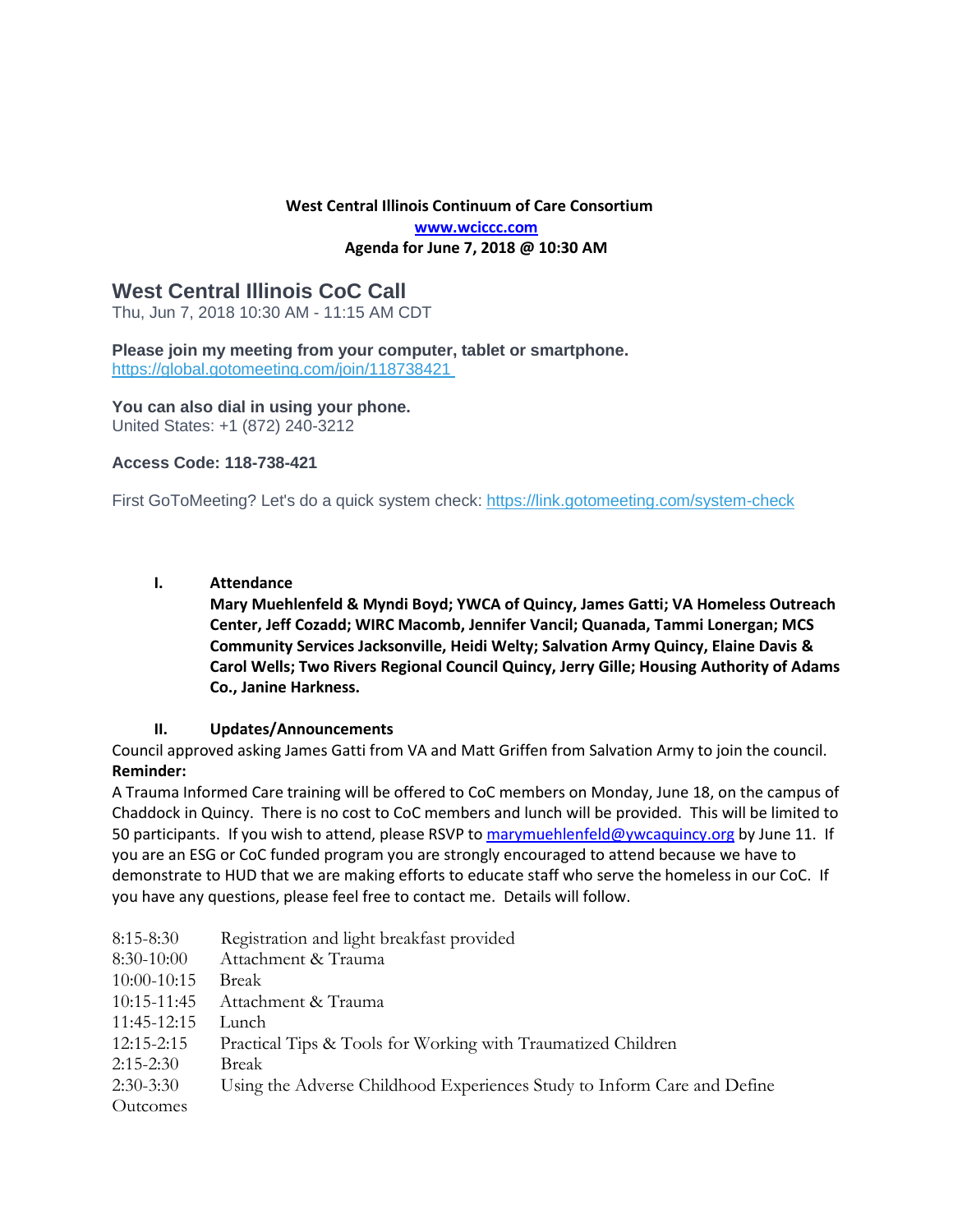**West Central Illinois Continuum of Care Consortium**

**www.wciccc.com**

**Agenda for June 7, 2018 @ 10:30 AM**

## West Central Illinois CoC Call

Thu, Jun 7, 2018 10:30 AM - 11:15 AM CDT

**Please join my meeting from your computer, tablet or smartphone.**
https://global.gotomeeting.com/join/118738421

**You can also dial in using your phone.**
United States: +1 (872) 240-3212

**Access Code: 118-738-421**

First GoToMeeting? Let's do a quick system check: https://link.gotomeeting.com/system-check

I. **Attendance**
**Mary Muehlenfeld & Myndi Boyd; YWCA of Quincy, James Gatti; VA Homeless Outreach Center, Jeff Cozadd; WIRC Macomb, Jennifer Vancil; Quanada, Tammi Lonergan; MCS Community Services Jacksonville, Heidi Welty; Salvation Army Quincy, Elaine Davis & Carol Wells; Two Rivers Regional Council Quincy, Jerry Gille; Housing Authority of Adams Co., Janine Harkness.**

II. **Updates/Announcements**

Council approved asking James Gatti from VA and Matt Griffen from Salvation Army to join the council.

**Reminder:**

A Trauma Informed Care training will be offered to CoC members on Monday, June 18, on the campus of Chaddock in Quincy. There is no cost to CoC members and lunch will be provided. This will be limited to 50 participants. If you wish to attend, please RSVP to marymuehlenfeld@ywcaquincy.org by June 11. If you are an ESG or CoC funded program you are strongly encouraged to attend because we have to demonstrate to HUD that we are making efforts to educate staff who serve the homeless in our CoC. If you have any questions, please feel free to contact me. Details will follow.

| | |
|---|---|
| 8:15-8:30 | Registration and light breakfast provided |
| 8:30-10:00 | Attachment & Trauma |
| 10:00-10:15 | Break |
| 10:15-11:45 | Attachment & Trauma |
| 11:45-12:15 | Lunch |
| 12:15-2:15 | Practical Tips & Tools for Working with Traumatized Children |
| 2:15-2:30 | Break |
| 2:30-3:30 | Using the Adverse Childhood Experiences Study to Inform Care and Define Outcomes |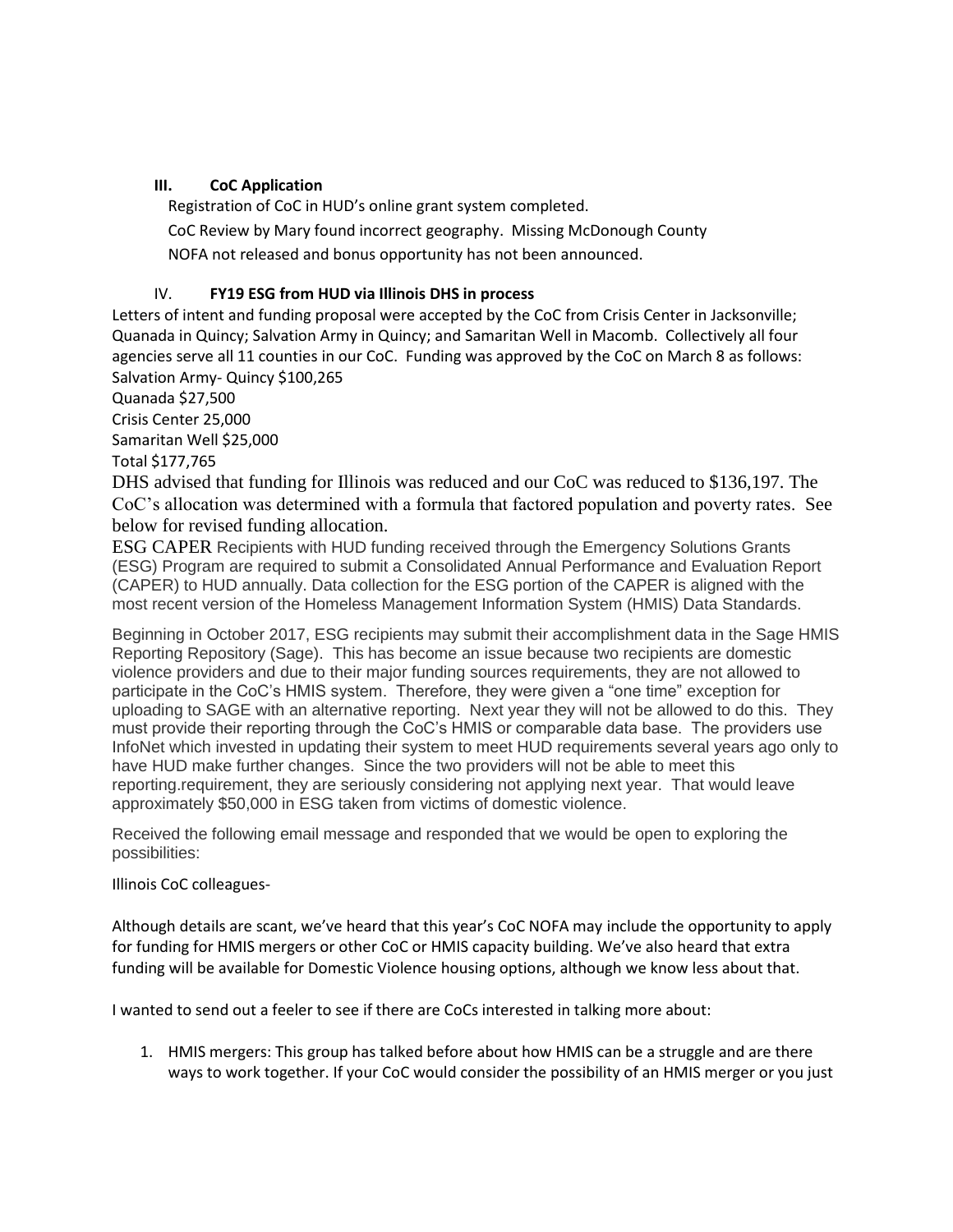## III. CoC Application

Registration of CoC in HUD's online grant system completed.

CoC Review by Mary found incorrect geography. Missing McDonough County

NOFA not released and bonus opportunity has not been announced.

## IV. FY19 ESG from HUD via Illinois DHS in process

Letters of intent and funding proposal were accepted by the CoC from Crisis Center in Jacksonville; Quanada in Quincy; Salvation Army in Quincy; and Samaritan Well in Macomb. Collectively all four agencies serve all 11 counties in our CoC. Funding was approved by the CoC on March 8 as follows:

Salvation Army- Quincy $100,265

Quanada $27,500

Crisis Center 25,000

Samaritan Well $25,000

Total $177,765

DHS advised that funding for Illinois was reduced and our CoC was reduced to $136,197. The CoC's allocation was determined with a formula that factored population and poverty rates. See below for revised funding allocation.

ESG CAPER Recipients with HUD funding received through the Emergency Solutions Grants (ESG) Program are required to submit a Consolidated Annual Performance and Evaluation Report (CAPER) to HUD annually. Data collection for the ESG portion of the CAPER is aligned with the most recent version of the Homeless Management Information System (HMIS) Data Standards.

Beginning in October 2017, ESG recipients may submit their accomplishment data in the Sage HMIS Reporting Repository (Sage). This has become an issue because two recipients are domestic violence providers and due to their major funding sources requirements, they are not allowed to participate in the CoC's HMIS system. Therefore, they were given a "one time" exception for uploading to SAGE with an alternative reporting. Next year they will not be allowed to do this. They must provide their reporting through the CoC's HMIS or comparable data base. The providers use InfoNet which invested in updating their system to meet HUD requirements several years ago only to have HUD make further changes. Since the two providers will not be able to meet this reporting.requirement, they are seriously considering not applying next year. That would leave approximately $50,000 in ESG taken from victims of domestic violence.

Received the following email message and responded that we would be open to exploring the possibilities:

Illinois CoC colleagues-

Although details are scant, we've heard that this year's CoC NOFA may include the opportunity to apply for funding for HMIS mergers or other CoC or HMIS capacity building. We've also heard that extra funding will be available for Domestic Violence housing options, although we know less about that.

I wanted to send out a feeler to see if there are CoCs interested in talking more about:

1. HMIS mergers: This group has talked before about how HMIS can be a struggle and are there ways to work together. If your CoC would consider the possibility of an HMIS merger or you just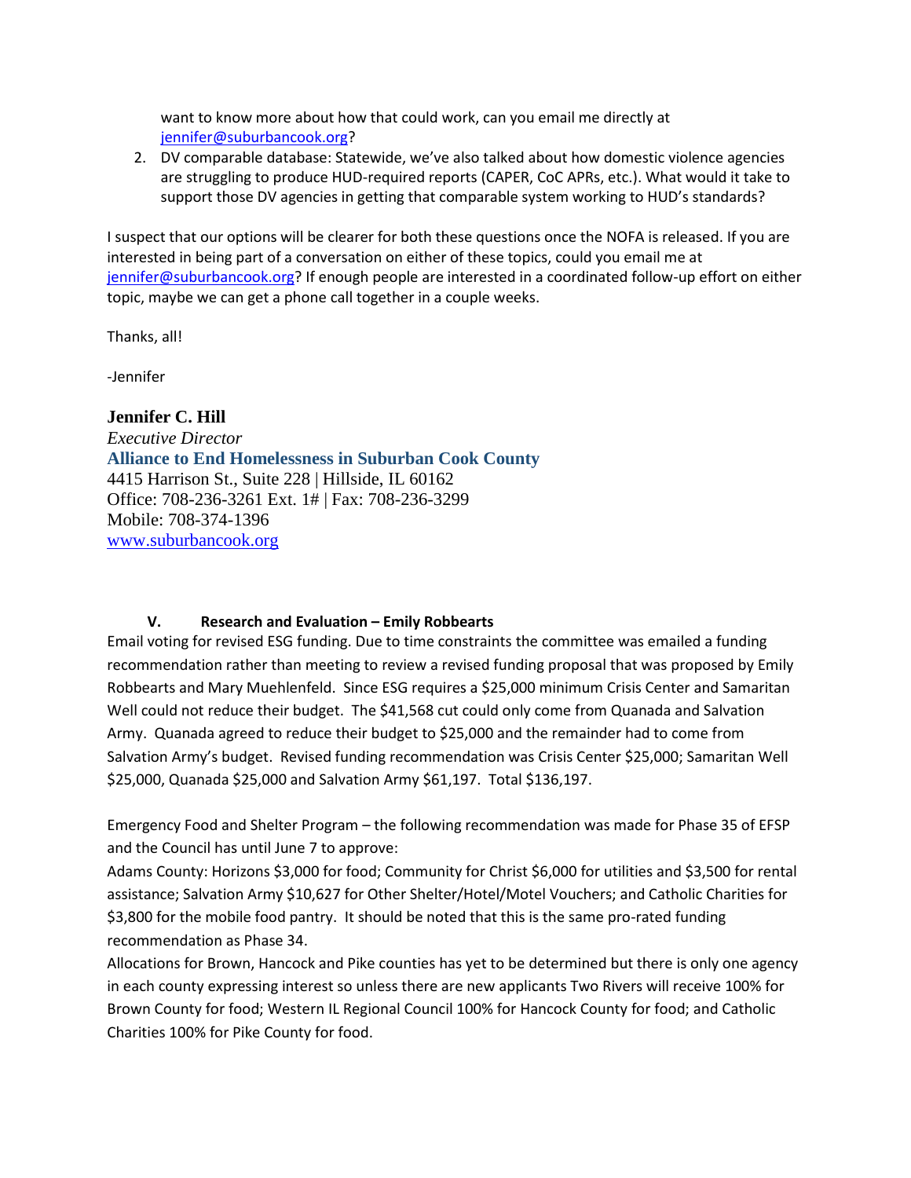want to know more about how that could work, can you email me directly at [jennifer@suburbancook.org](mailto:jennifer@suburbancook.org)?

2. DV comparable database: Statewide, we've also talked about how domestic violence agencies are struggling to produce HUD-required reports (CAPER, CoC APRs, etc.). What would it take to support those DV agencies in getting that comparable system working to HUD's standards?

I suspect that our options will be clearer for both these questions once the NOFA is released. If you are interested in being part of a conversation on either of these topics, could you email me at [jennifer@suburbancook.org](mailto:jennifer@suburbancook.org)? If enough people are interested in a coordinated follow-up effort on either topic, maybe we can get a phone call together in a couple weeks.

Thanks, all!

-Jennifer

**Jennifer C. Hill**
*Executive Director*
**Alliance to End Homelessness in Suburban Cook County**
4415 Harrison St., Suite 228 | Hillside, IL 60162
Office: 708-236-3261 Ext. 1# | Fax: 708-236-3299
Mobile: 708-374-1396
[www.suburbancook.org](http://www.suburbancook.org)

## V. Research and Evaluation – Emily Robbearts

Email voting for revised ESG funding. Due to time constraints the committee was emailed a funding recommendation rather than meeting to review a revised funding proposal that was proposed by Emily Robbearts and Mary Muehlenfeld. Since ESG requires a $25,000 minimum Crisis Center and Samaritan Well could not reduce their budget. The $41,568 cut could only come from Quanada and Salvation Army. Quanada agreed to reduce their budget to $25,000 and the remainder had to come from Salvation Army's budget. Revised funding recommendation was Crisis Center $25,000; Samaritan Well $25,000, Quanada $25,000 and Salvation Army $61,197. Total $136,197.

Emergency Food and Shelter Program – the following recommendation was made for Phase 35 of EFSP and the Council has until June 7 to approve:

Adams County: Horizons $3,000 for food; Community for Christ $6,000 for utilities and $3,500 for rental assistance; Salvation Army $10,627 for Other Shelter/Hotel/Motel Vouchers; and Catholic Charities for $3,800 for the mobile food pantry. It should be noted that this is the same pro-rated funding recommendation as Phase 34.

Allocations for Brown, Hancock and Pike counties has yet to be determined but there is only one agency in each county expressing interest so unless there are new applicants Two Rivers will receive 100% for Brown County for food; Western IL Regional Council 100% for Hancock County for food; and Catholic Charities 100% for Pike County for food.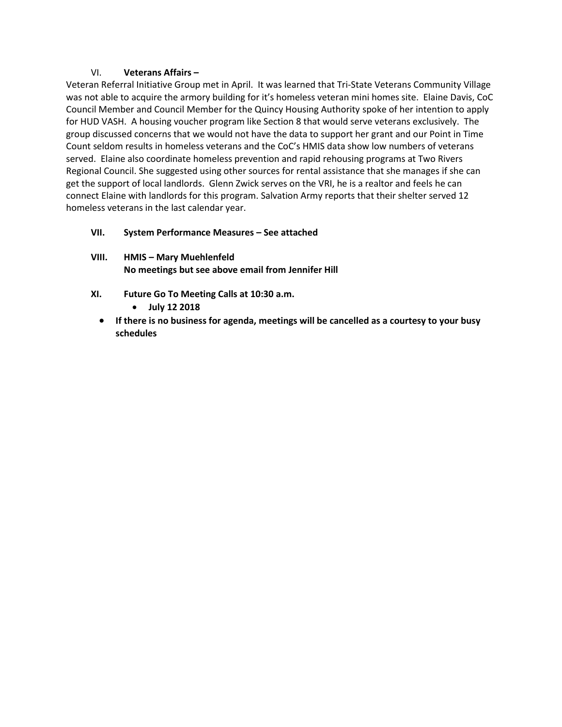VI. **Veterans Affairs –**

Veteran Referral Initiative Group met in April. It was learned that Tri-State Veterans Community Village was not able to acquire the armory building for it's homeless veteran mini homes site. Elaine Davis, CoC Council Member and Council Member for the Quincy Housing Authority spoke of her intention to apply for HUD VASH. A housing voucher program like Section 8 that would serve veterans exclusively. The group discussed concerns that we would not have the data to support her grant and our Point in Time Count seldom results in homeless veterans and the CoC's HMIS data show low numbers of veterans served. Elaine also coordinate homeless prevention and rapid rehousing programs at Two Rivers Regional Council. She suggested using other sources for rental assistance that she manages if she can get the support of local landlords. Glenn Zwick serves on the VRI, he is a realtor and feels he can connect Elaine with landlords for this program. Salvation Army reports that their shelter served 12 homeless veterans in the last calendar year.

**VII. System Performance Measures – See attached**

**VIII. HMIS – Mary Muehlenfeld**
**No meetings but see above email from Jennifer Hill**

**XI. Future Go To Meeting Calls at 10:30 a.m.**

- **July 12 2018**

- **If there is no business for agenda, meetings will be cancelled as a courtesy to your busy schedules**